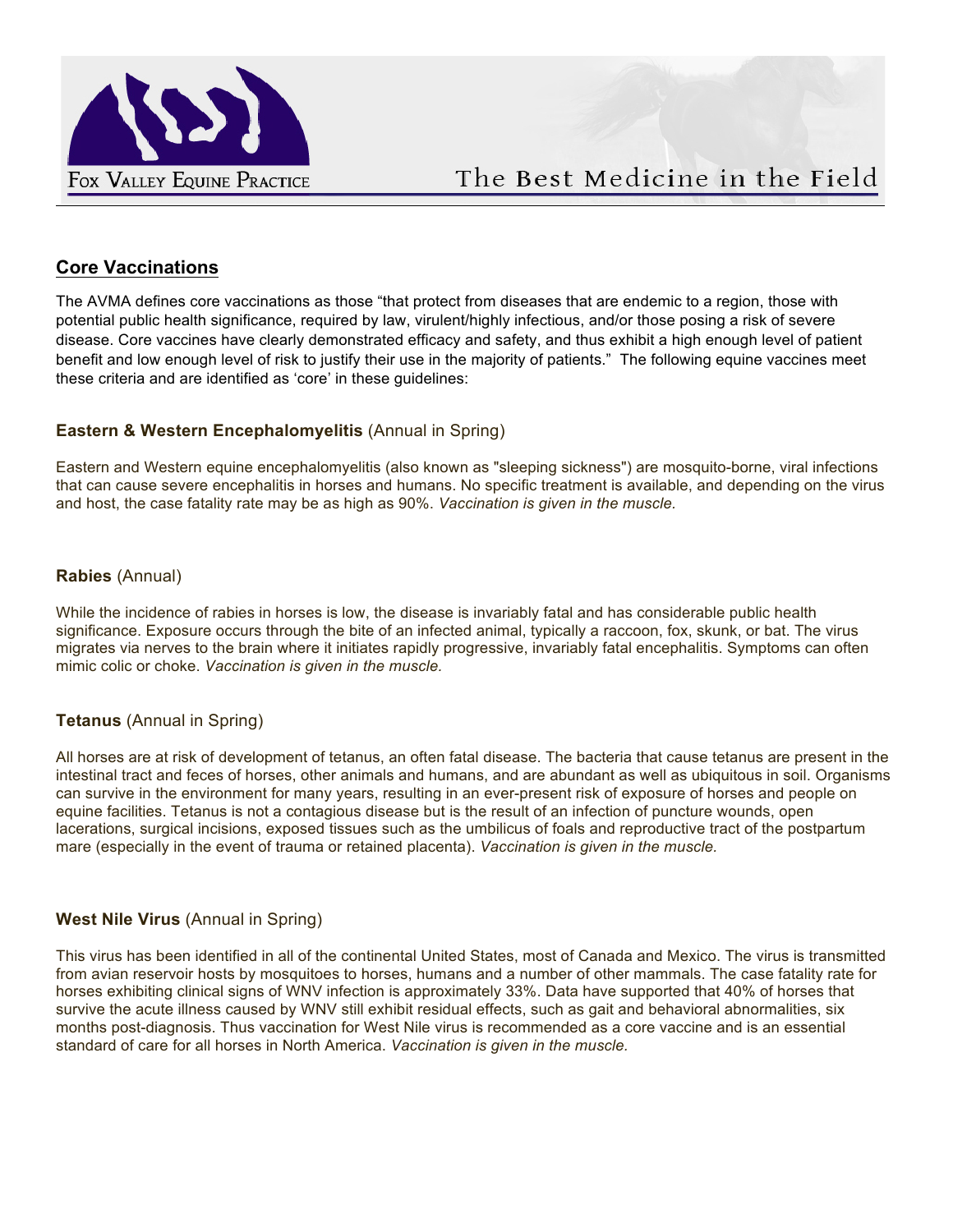## Core Vaccinations

The AVMA defines core vaccinations as those "that protect from diseases that are endemic to a region, those with potential public health significance, required by law, virulent/highly infectious, and/or those posing a risk of severe disease. Core vaccines have clearly demonstrated efficacy and safety, and thus exhibit a high enough level of patient benefit and low enough level of risk to justify their use in the majority of patients." The following equine vaccines meet these criteria and are identified as 'core' in these guidelines:

### **Eastern & Western Encephalomyelitis** (Annual in Spring)

Eastern and Western equine encephalomyelitis (also known as "sleeping sickness") are mosquito-borne, viral infections that can cause severe encephalitis in horses and humans. No specific treatment is available, and depending on the virus and host, the case fatality rate may be as high as 90%. *Vaccination is given in the muscle.*

### **Rabies** (Annual)

While the incidence of rabies in horses is low, the disease is invariably fatal and has considerable public health significance. Exposure occurs through the bite of an infected animal, typically a raccoon, fox, skunk, or bat. The virus migrates via nerves to the brain where it initiates rapidly progressive, invariably fatal encephalitis. Symptoms can often mimic colic or choke. *Vaccination is given in the muscle.*

### **Tetanus** (Annual in Spring)

All horses are at risk of development of tetanus, an often fatal disease. The bacteria that cause tetanus are present in the intestinal tract and feces of horses, other animals and humans, and are abundant as well as ubiquitous in soil. Organisms can survive in the environment for many years, resulting in an ever-present risk of exposure of horses and people on equine facilities. Tetanus is not a contagious disease but is the result of an infection of puncture wounds, open lacerations, surgical incisions, exposed tissues such as the umbilicus of foals and reproductive tract of the postpartum mare (especially in the event of trauma or retained placenta). *Vaccination is given in the muscle.*

### **West Nile Virus** (Annual in Spring)

This virus has been identified in all of the continental United States, most of Canada and Mexico. The virus is transmitted from avian reservoir hosts by mosquitoes to horses, humans and a number of other mammals. The case fatality rate for horses exhibiting clinical signs of WNV infection is approximately 33%. Data have supported that 40% of horses that survive the acute illness caused by WNV still exhibit residual effects, such as gait and behavioral abnormalities, six months post-diagnosis. Thus vaccination for West Nile virus is recommended as a core vaccine and is an essential standard of care for all horses in North America. *Vaccination is given in the muscle.*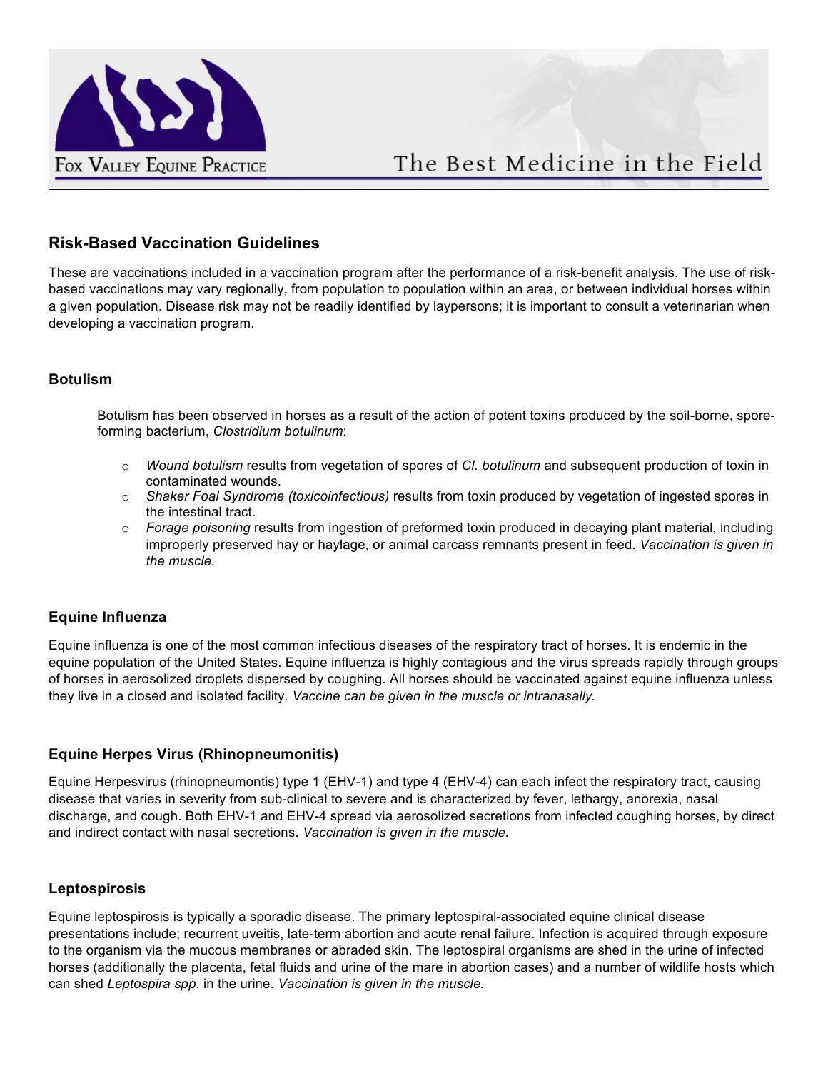## Risk-Based Vaccination Guidelines

These are vaccinations included in a vaccination program after the performance of a risk-benefit analysis. The use of risk-based vaccinations may vary regionally, from population to population within an area, or between individual horses within a given population. Disease risk may not be readily identified by laypersons; it is important to consult a veterinarian when developing a vaccination program.

### Botulism

Botulism has been observed in horses as a result of the action of potent toxins produced by the soil-borne, spore-forming bacterium, *Clostridium botulinum*:

- *Wound botulism* results from vegetation of spores of *Cl. botulinum* and subsequent production of toxin in contaminated wounds.
- *Shaker Foal Syndrome (toxicoinfectious)* results from toxin produced by vegetation of ingested spores in the intestinal tract.
- *Forage poisoning* results from ingestion of preformed toxin produced in decaying plant material, including improperly preserved hay or haylage, or animal carcass remnants present in feed. *Vaccination is given in the muscle.*

### Equine Influenza

Equine influenza is one of the most common infectious diseases of the respiratory tract of horses. It is endemic in the equine population of the United States. Equine influenza is highly contagious and the virus spreads rapidly through groups of horses in aerosolized droplets dispersed by coughing. All horses should be vaccinated against equine influenza unless they live in a closed and isolated facility. *Vaccine can be given in the muscle or intranasally.*

### Equine Herpes Virus (Rhinopneumonitis)

Equine Herpesvirus (rhinopneumontis) type 1 (EHV-1) and type 4 (EHV-4) can each infect the respiratory tract, causing disease that varies in severity from sub-clinical to severe and is characterized by fever, lethargy, anorexia, nasal discharge, and cough. Both EHV-1 and EHV-4 spread via aerosolized secretions from infected coughing horses, by direct and indirect contact with nasal secretions. *Vaccination is given in the muscle.*

### Leptospirosis

Equine leptospirosis is typically a sporadic disease. The primary leptospiral-associated equine clinical disease presentations include; recurrent uveitis, late-term abortion and acute renal failure. Infection is acquired through exposure to the organism via the mucous membranes or abraded skin. The leptospiral organisms are shed in the urine of infected horses (additionally the placenta, fetal fluids and urine of the mare in abortion cases) and a number of wildlife hosts which can shed *Leptospira spp*. in the urine. *Vaccination is given in the muscle.*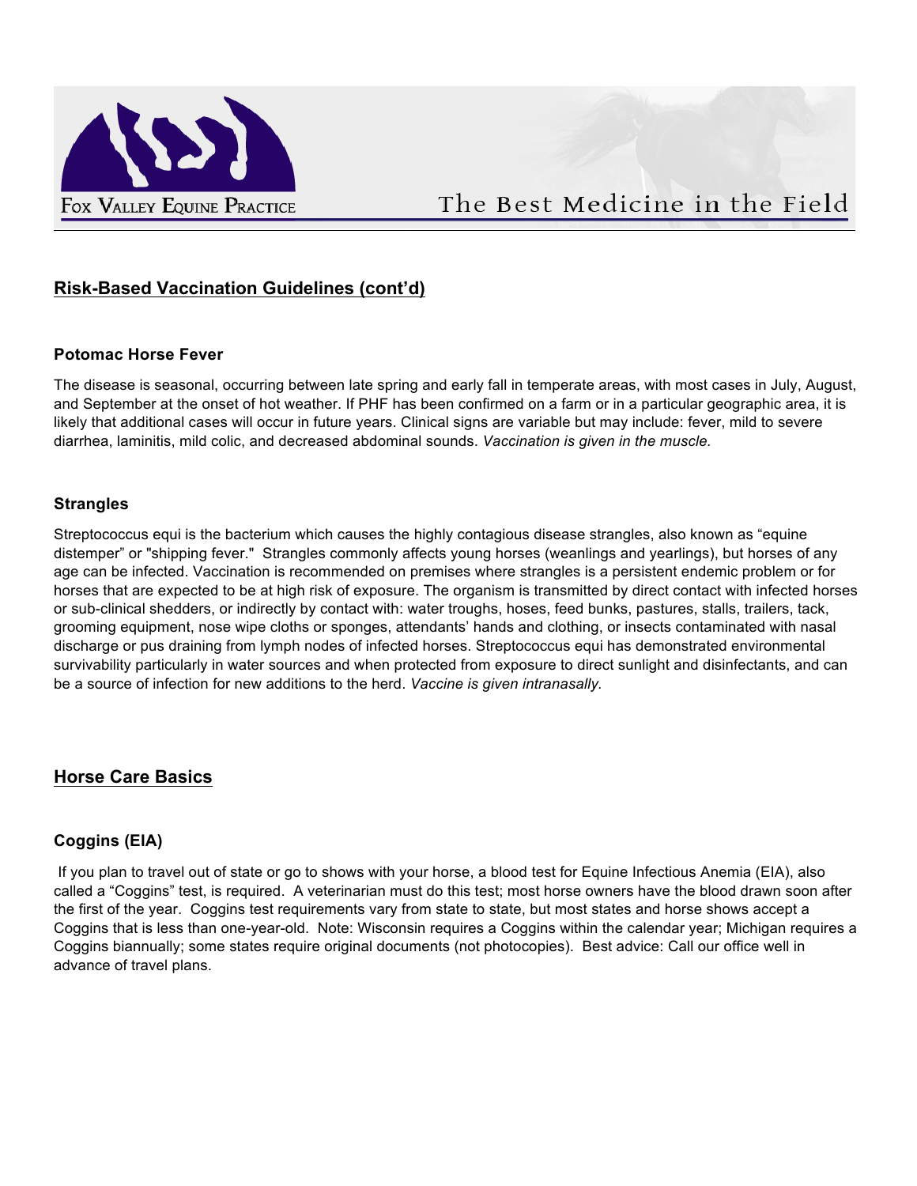## Risk-Based Vaccination Guidelines (cont'd)

### Potomac Horse Fever

The disease is seasonal, occurring between late spring and early fall in temperate areas, with most cases in July, August, and September at the onset of hot weather. If PHF has been confirmed on a farm or in a particular geographic area, it is likely that additional cases will occur in future years. Clinical signs are variable but may include: fever, mild to severe diarrhea, laminitis, mild colic, and decreased abdominal sounds. *Vaccination is given in the muscle.*

### Strangles

Streptococcus equi is the bacterium which causes the highly contagious disease strangles, also known as "equine distemper" or "shipping fever." Strangles commonly affects young horses (weanlings and yearlings), but horses of any age can be infected. Vaccination is recommended on premises where strangles is a persistent endemic problem or for horses that are expected to be at high risk of exposure. The organism is transmitted by direct contact with infected horses or sub-clinical shedders, or indirectly by contact with: water troughs, hoses, feed bunks, pastures, stalls, trailers, tack, grooming equipment, nose wipe cloths or sponges, attendants' hands and clothing, or insects contaminated with nasal discharge or pus draining from lymph nodes of infected horses. Streptococcus equi has demonstrated environmental survivability particularly in water sources and when protected from exposure to direct sunlight and disinfectants, and can be a source of infection for new additions to the herd. *Vaccine is given intranasally.*

## Horse Care Basics

### Coggins (EIA)

If you plan to travel out of state or go to shows with your horse, a blood test for Equine Infectious Anemia (EIA), also called a "Coggins" test, is required. A veterinarian must do this test; most horse owners have the blood drawn soon after the first of the year. Coggins test requirements vary from state to state, but most states and horse shows accept a Coggins that is less than one-year-old. Note: Wisconsin requires a Coggins within the calendar year; Michigan requires a Coggins biannually; some states require original documents (not photocopies). Best advice: Call our office well in advance of travel plans.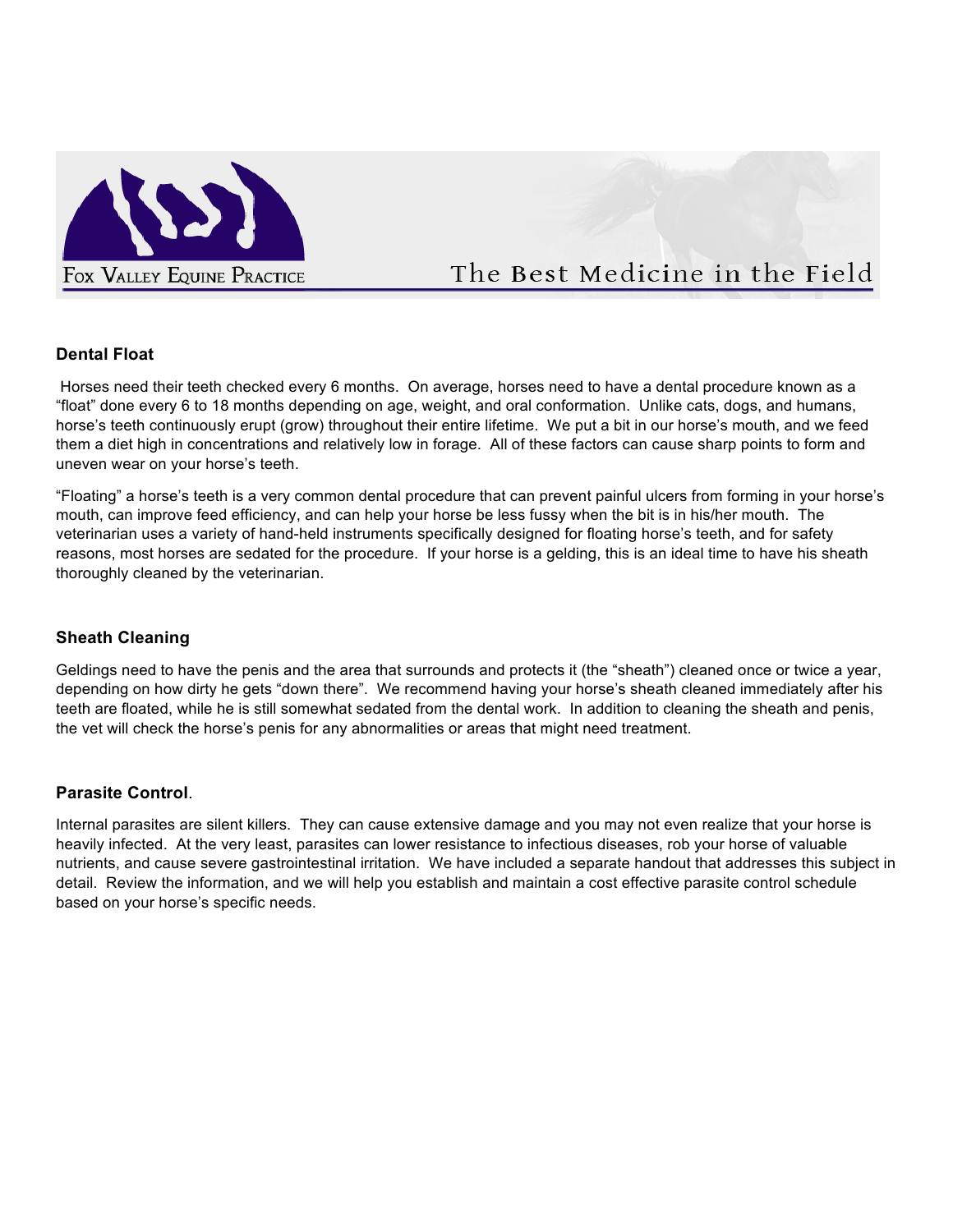## Dental Float

Horses need their teeth checked every 6 months. On average, horses need to have a dental procedure known as a "float" done every 6 to 18 months depending on age, weight, and oral conformation. Unlike cats, dogs, and humans, horse's teeth continuously erupt (grow) throughout their entire lifetime. We put a bit in our horse's mouth, and we feed them a diet high in concentrations and relatively low in forage. All of these factors can cause sharp points to form and uneven wear on your horse's teeth.

"Floating" a horse's teeth is a very common dental procedure that can prevent painful ulcers from forming in your horse's mouth, can improve feed efficiency, and can help your horse be less fussy when the bit is in his/her mouth. The veterinarian uses a variety of hand-held instruments specifically designed for floating horse's teeth, and for safety reasons, most horses are sedated for the procedure. If your horse is a gelding, this is an ideal time to have his sheath thoroughly cleaned by the veterinarian.

## Sheath Cleaning

Geldings need to have the penis and the area that surrounds and protects it (the "sheath") cleaned once or twice a year, depending on how dirty he gets "down there". We recommend having your horse's sheath cleaned immediately after his teeth are floated, while he is still somewhat sedated from the dental work. In addition to cleaning the sheath and penis, the vet will check the horse's penis for any abnormalities or areas that might need treatment.

## Parasite Control.

Internal parasites are silent killers. They can cause extensive damage and you may not even realize that your horse is heavily infected. At the very least, parasites can lower resistance to infectious diseases, rob your horse of valuable nutrients, and cause severe gastrointestinal irritation. We have included a separate handout that addresses this subject in detail. Review the information, and we will help you establish and maintain a cost effective parasite control schedule based on your horse's specific needs.